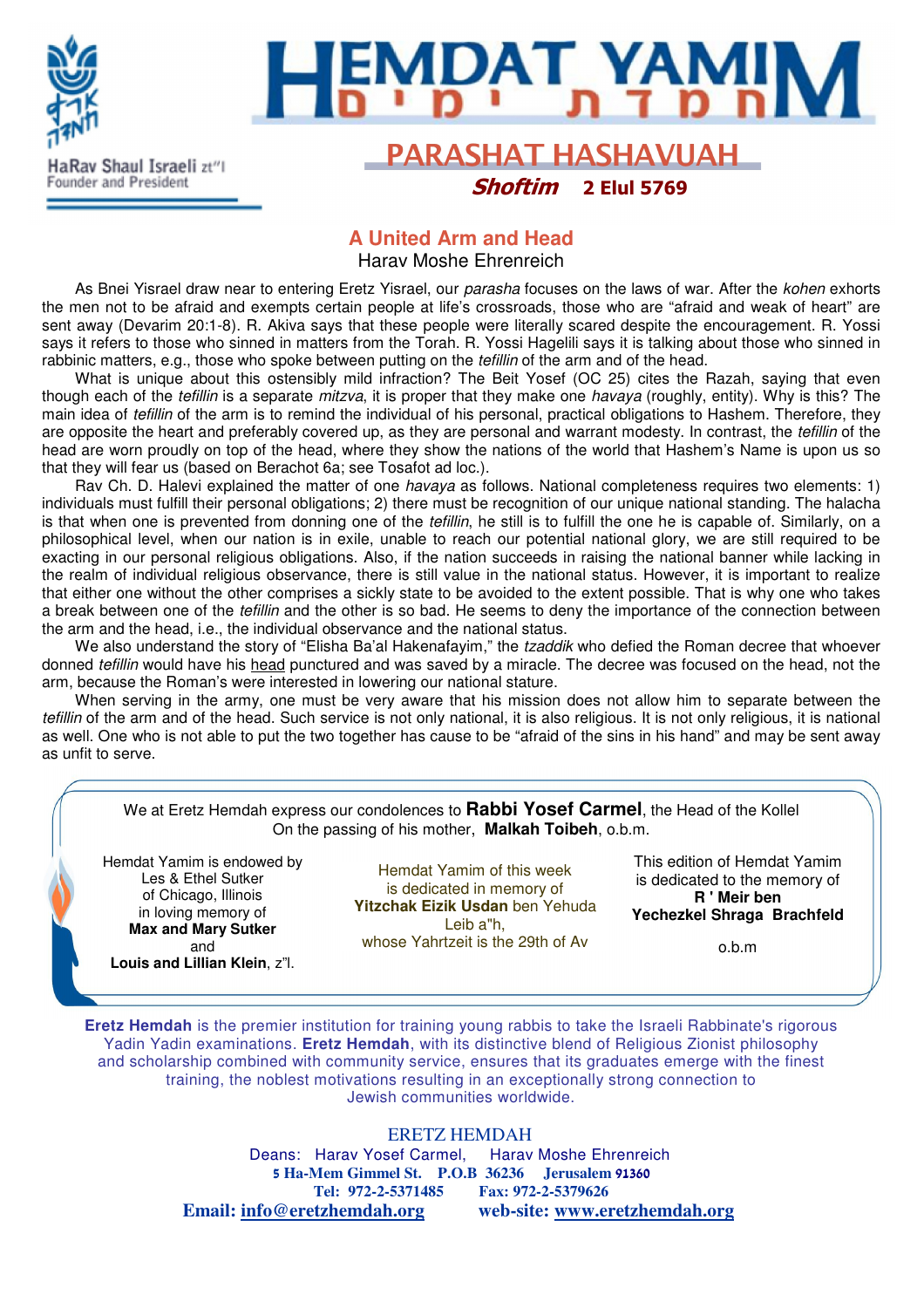HaRav Shaul Israeli zt"l
Founder and President

# HEMDAT YAMIM חמדת ימים

## PARASHAT HASHAVUAH

***Shoftim*** **2 Elul 5769**

## A United Arm and Head

Harav Moshe Ehrenreich

As Bnei Yisrael draw near to entering Eretz Yisrael, our *parasha* focuses on the laws of war. After the *kohen* exhorts the men not to be afraid and exempts certain people at life's crossroads, those who are "afraid and weak of heart" are sent away (Devarim 20:1-8). R. Akiva says that these people were literally scared despite the encouragement. R. Yossi says it refers to those who sinned in matters from the Torah. R. Yossi Hagelili says it is talking about those who sinned in rabbinic matters, e.g., those who spoke between putting on the *tefillin* of the arm and of the head.

What is unique about this ostensibly mild infraction? The Beit Yosef (OC 25) cites the Razah, saying that even though each of the *tefillin* is a separate *mitzva*, it is proper that they make one *havaya* (roughly, entity). Why is this? The main idea of *tefillin* of the arm is to remind the individual of his personal, practical obligations to Hashem. Therefore, they are opposite the heart and preferably covered up, as they are personal and warrant modesty. In contrast, the *tefillin* of the head are worn proudly on top of the head, where they show the nations of the world that Hashem's Name is upon us so that they will fear us (based on Berachot 6a; see Tosafot ad loc.).

Rav Ch. D. Halevi explained the matter of one *havaya* as follows. National completeness requires two elements: 1) individuals must fulfill their personal obligations; 2) there must be recognition of our unique national standing. The halacha is that when one is prevented from donning one of the *tefillin*, he still is to fulfill the one he is capable of. Similarly, on a philosophical level, when our nation is in exile, unable to reach our potential national glory, we are still required to be exacting in our personal religious obligations. Also, if the nation succeeds in raising the national banner while lacking in the realm of individual religious observance, there is still value in the national status. However, it is important to realize that either one without the other comprises a sickly state to be avoided to the extent possible. That is why one who takes a break between one of the *tefillin* and the other is so bad. He seems to deny the importance of the connection between the arm and the head, i.e., the individual observance and the national status.

We also understand the story of "Elisha Ba'al Hakenafayim," the *tzaddik* who defied the Roman decree that whoever donned *tefillin* would have his head punctured and was saved by a miracle. The decree was focused on the head, not the arm, because the Roman's were interested in lowering our national stature.

When serving in the army, one must be very aware that his mission does not allow him to separate between the *tefillin* of the arm and of the head. Such service is not only national, it is also religious. It is not only religious, it is national as well. One who is not able to put the two together has cause to be "afraid of the sins in his hand" and may be sent away as unfit to serve.

---

We at Eretz Hemdah express our condolences to **Rabbi Yosef Carmel**, the Head of the Kollel
On the passing of his mother, **Malkah Toibeh**, o.b.m.

Hemdat Yamim is endowed by
Les & Ethel Sutker
of Chicago, Illinois
in loving memory of
**Max and Mary Sutker**
and
**Louis and Lillian Klein**, z"l.

Hemdat Yamim of this week
is dedicated in memory of
**Yitzchak Eizik Usdan** ben Yehuda Leib a"h,
whose Yahrtzeit is the 29th of Av

This edition of Hemdat Yamim
is dedicated to the memory of
**R ' Meir ben**
**Yechezkel Shraga Brachfeld**
o.b.m

---

**Eretz Hemdah** is the premier institution for training young rabbis to take the Israeli Rabbinate's rigorous Yadin Yadin examinations. **Eretz Hemdah**, with its distinctive blend of Religious Zionist philosophy and scholarship combined with community service, ensures that its graduates emerge with the finest training, the noblest motivations resulting in an exceptionally strong connection to Jewish communities worldwide.

ERETZ HEMDAH
Deans: Harav Yosef Carmel, Harav Moshe Ehrenreich
**5 Ha-Mem Gimmel St. P.O.B 36236 Jerusalem 91360**
**Tel: 972-2-5371485 Fax: 972-2-5379626**
**Email: info@eretzhemdah.org web-site: www.eretzhemdah.org**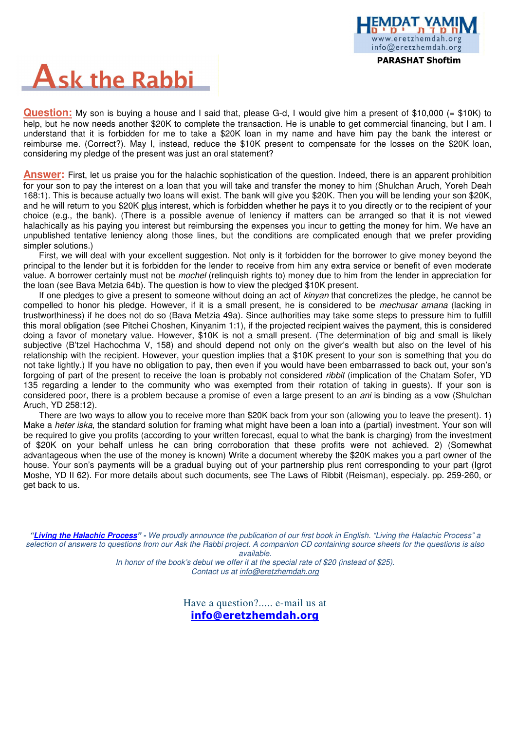# Ask the Rabbi

**Question:** My son is buying a house and I said that, please G-d, I would give him a present of $10,000 (= $10K) to help, but he now needs another $20K to complete the transaction. He is unable to get commercial financing, but I am. I understand that it is forbidden for me to take a $20K loan in my name and have him pay the bank the interest or reimburse me. (Correct?). May I, instead, reduce the $10K present to compensate for the losses on the $20K loan, considering my pledge of the present was just an oral statement?

**Answer:** First, let us praise you for the halachic sophistication of the question. Indeed, there is an apparent prohibition for your son to pay the interest on a loan that you will take and transfer the money to him (Shulchan Aruch, Yoreh Deah 168:1). This is because actually two loans will exist. The bank will give you $20K. Then you will be lending your son $20K, and he will return to you $20K plus interest, which is forbidden whether he pays it to you directly or to the recipient of your choice (e.g., the bank). (There is a possible avenue of leniency if matters can be arranged so that it is not viewed halachically as his paying you interest but reimbursing the expenses you incur to getting the money for him. We have an unpublished tentative leniency along those lines, but the conditions are complicated enough that we prefer providing simpler solutions.)

First, we will deal with your excellent suggestion. Not only is it forbidden for the borrower to give money beyond the principal to the lender but it is forbidden for the lender to receive from him any extra service or benefit of even moderate value. A borrower certainly must not be *mochel* (relinquish rights to) money due to him from the lender in appreciation for the loan (see Bava Metzia 64b). The question is how to view the pledged $10K present.

If one pledges to give a present to someone without doing an act of *kinyan* that concretizes the pledge, he cannot be compelled to honor his pledge. However, if it is a small present, he is considered to be *mechusar amana* (lacking in trustworthiness) if he does not do so (Bava Metzia 49a). Since authorities may take some steps to pressure him to fulfill this moral obligation (see Pitchei Choshen, Kinyanim 1:1), if the projected recipient waives the payment, this is considered doing a favor of monetary value. However, $10K is not a small present. (The determination of big and small is likely subjective (B'tzel Hachochma V, 158) and should depend not only on the giver's wealth but also on the level of his relationship with the recipient. However, your question implies that a $10K present to your son is something that you do not take lightly.) If you have no obligation to pay, then even if you would have been embarrassed to back out, your son's forgoing of part of the present to receive the loan is probably not considered *ribbit* (implication of the Chatam Sofer, YD 135 regarding a lender to the community who was exempted from their rotation of taking in guests). If your son is considered poor, there is a problem because a promise of even a large present to an *ani* is binding as a vow (Shulchan Aruch, YD 258:12).

There are two ways to allow you to receive more than $20K back from your son (allowing you to leave the present). 1) Make a *heter iska*, the standard solution for framing what might have been a loan into a (partial) investment. Your son will be required to give you profits (according to your written forecast, equal to what the bank is charging) from the investment of $20K on your behalf unless he can bring corroboration that these profits were not achieved. 2) (Somewhat advantageous when the use of the money is known) Write a document whereby the $20K makes you a part owner of the house. Your son's payments will be a gradual buying out of your partnership plus rent corresponding to your part (Igrot Moshe, YD II 62). For more details about such documents, see The Laws of Ribbit (Reisman), especialy. pp. 259-260, or get back to us.

*"**Living the Halachic Process**" - We proudly announce the publication of our first book in English. "Living the Halachic Process" a selection of answers to questions from our Ask the Rabbi project. A companion CD containing source sheets for the questions is also available.*
*In honor of the book's debut we offer it at the special rate of $20 (instead of $25).*
*Contact us at info@eretzhemdah.org*

Have a question?..... e-mail us at
**info@eretzhemdah.org**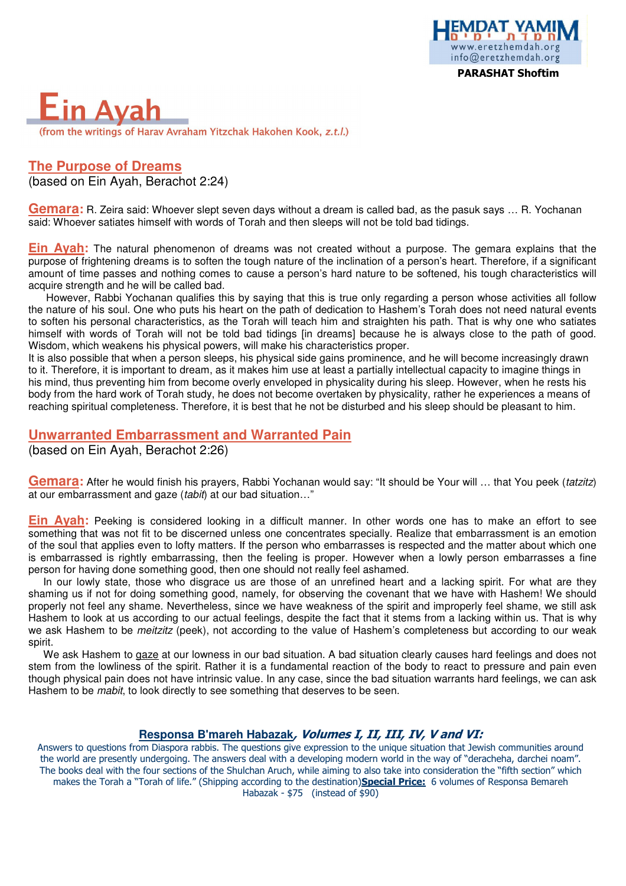# Ein Ayah

(from the writings of Harav Avraham Yitzchak Hakohen Kook, *z.t.l.*)

## The Purpose of Dreams

(based on Ein Ayah, Berachot 2:24)

**Gemara:** R. Zeira said: Whoever slept seven days without a dream is called bad, as the pasuk says … R. Yochanan said: Whoever satiates himself with words of Torah and then sleeps will not be told bad tidings.

**Ein Ayah:** The natural phenomenon of dreams was not created without a purpose. The gemara explains that the purpose of frightening dreams is to soften the tough nature of the inclination of a person's heart. Therefore, if a significant amount of time passes and nothing comes to cause a person's hard nature to be softened, his tough characteristics will acquire strength and he will be called bad.

However, Rabbi Yochanan qualifies this by saying that this is true only regarding a person whose activities all follow the nature of his soul. One who puts his heart on the path of dedication to Hashem's Torah does not need natural events to soften his personal characteristics, as the Torah will teach him and straighten his path. That is why one who satiates himself with words of Torah will not be told bad tidings [in dreams] because he is always close to the path of good. Wisdom, which weakens his physical powers, will make his characteristics proper.

It is also possible that when a person sleeps, his physical side gains prominence, and he will become increasingly drawn to it. Therefore, it is important to dream, as it makes him use at least a partially intellectual capacity to imagine things in his mind, thus preventing him from become overly enveloped in physicality during his sleep. However, when he rests his body from the hard work of Torah study, he does not become overtaken by physicality, rather he experiences a means of reaching spiritual completeness. Therefore, it is best that he not be disturbed and his sleep should be pleasant to him.

## Unwarranted Embarrassment and Warranted Pain

(based on Ein Ayah, Berachot 2:26)

**Gemara:** After he would finish his prayers, Rabbi Yochanan would say: "It should be Your will … that You peek (*tatzitz*) at our embarrassment and gaze (*tabit*) at our bad situation…"

**Ein Ayah:** Peeking is considered looking in a difficult manner. In other words one has to make an effort to see something that was not fit to be discerned unless one concentrates specially. Realize that embarrassment is an emotion of the soul that applies even to lofty matters. If the person who embarrasses is respected and the matter about which one is embarrassed is rightly embarrassing, then the feeling is proper. However when a lowly person embarrasses a fine person for having done something good, then one should not really feel ashamed.

In our lowly state, those who disgrace us are those of an unrefined heart and a lacking spirit. For what are they shaming us if not for doing something good, namely, for observing the covenant that we have with Hashem! We should properly not feel any shame. Nevertheless, since we have weakness of the spirit and improperly feel shame, we still ask Hashem to look at us according to our actual feelings, despite the fact that it stems from a lacking within us. That is why we ask Hashem to be *meitzitz* (peek), not according to the value of Hashem's completeness but according to our weak spirit.

We ask Hashem to gaze at our lowness in our bad situation. A bad situation clearly causes hard feelings and does not stem from the lowliness of the spirit. Rather it is a fundamental reaction of the body to react to pressure and pain even though physical pain does not have intrinsic value. In any case, since the bad situation warrants hard feelings, we can ask Hashem to be *mabit*, to look directly to see something that deserves to be seen.

**Responsa B'mareh Habazak*, Volumes I, II, III, IV, V and VI:***

Answers to questions from Diaspora rabbis. The questions give expression to the unique situation that Jewish communities around the world are presently undergoing. The answers deal with a developing modern world in the way of "deracheha, darchei noam". The books deal with the four sections of the Shulchan Aruch, while aiming to also take into consideration the "fifth section" which makes the Torah a "Torah of life." (Shipping according to the destination)**Special Price:** 6 volumes of Responsa Bemareh Habazak - $75 (instead of $90)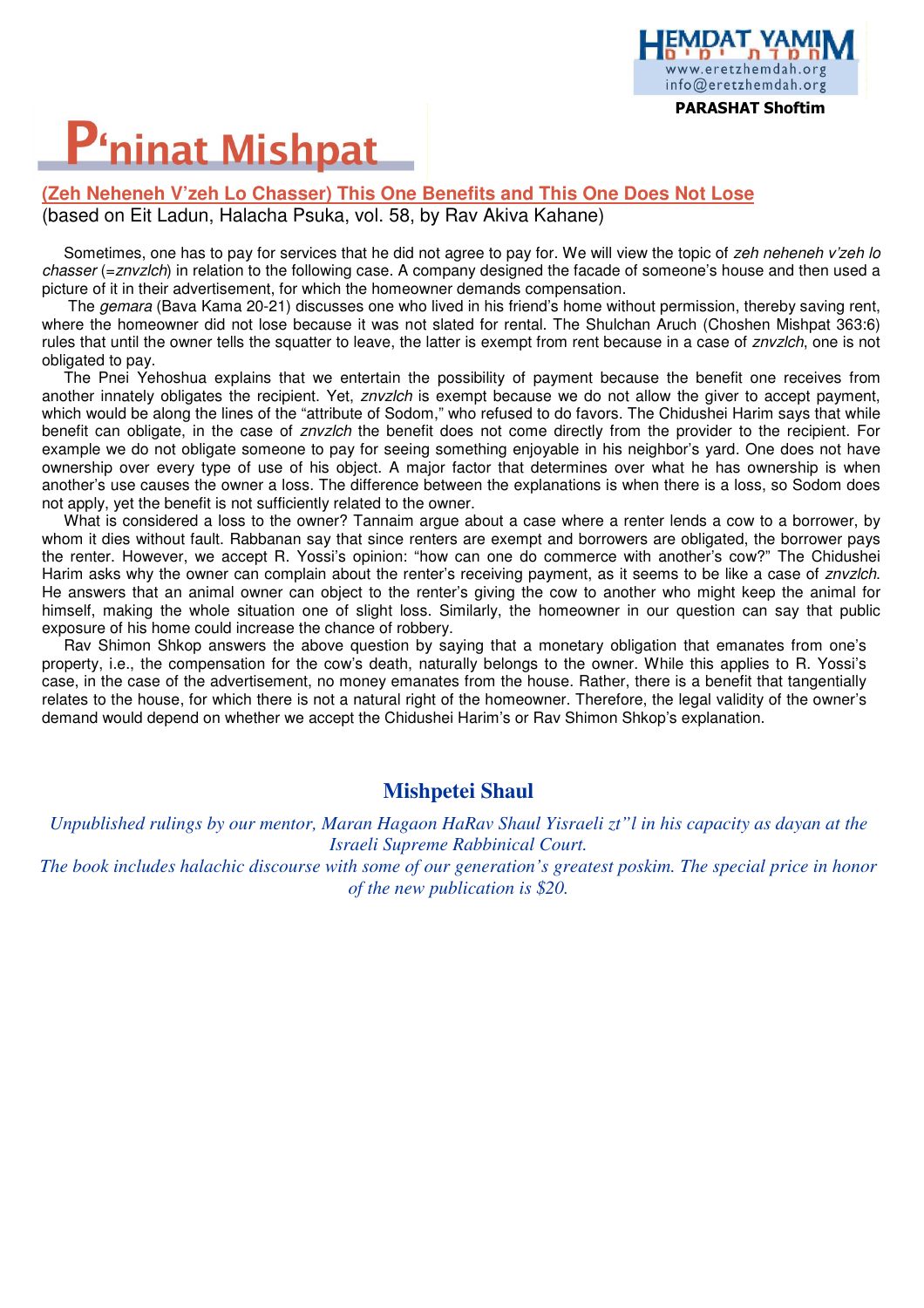# P'ninat Mishpat

## (Zeh Neheneh V'zeh Lo Chasser) This One Benefits and This One Does Not Lose

(based on Eit Ladun, Halacha Psuka, vol. 58, by Rav Akiva Kahane)

Sometimes, one has to pay for services that he did not agree to pay for. We will view the topic of *zeh neheneh v'zeh lo chasser* (=*znvzlch*) in relation to the following case. A company designed the facade of someone's house and then used a picture of it in their advertisement, for which the homeowner demands compensation.

The *gemara* (Bava Kama 20-21) discusses one who lived in his friend's home without permission, thereby saving rent, where the homeowner did not lose because it was not slated for rental. The Shulchan Aruch (Choshen Mishpat 363:6) rules that until the owner tells the squatter to leave, the latter is exempt from rent because in a case of *znvzlch*, one is not obligated to pay.

The Pnei Yehoshua explains that we entertain the possibility of payment because the benefit one receives from another innately obligates the recipient. Yet, *znvzlch* is exempt because we do not allow the giver to accept payment, which would be along the lines of the "attribute of Sodom," who refused to do favors. The Chidushei Harim says that while benefit can obligate, in the case of *znvzlch* the benefit does not come directly from the provider to the recipient. For example we do not obligate someone to pay for seeing something enjoyable in his neighbor's yard. One does not have ownership over every type of use of his object. A major factor that determines over what he has ownership is when another's use causes the owner a loss. The difference between the explanations is when there is a loss, so Sodom does not apply, yet the benefit is not sufficiently related to the owner.

What is considered a loss to the owner? Tannaim argue about a case where a renter lends a cow to a borrower, by whom it dies without fault. Rabbanan say that since renters are exempt and borrowers are obligated, the borrower pays the renter. However, we accept R. Yossi's opinion: "how can one do commerce with another's cow?" The Chidushei Harim asks why the owner can complain about the renter's receiving payment, as it seems to be like a case of *znvzlch*. He answers that an animal owner can object to the renter's giving the cow to another who might keep the animal for himself, making the whole situation one of slight loss. Similarly, the homeowner in our question can say that public exposure of his home could increase the chance of robbery.

Rav Shimon Shkop answers the above question by saying that a monetary obligation that emanates from one's property, i.e., the compensation for the cow's death, naturally belongs to the owner. While this applies to R. Yossi's case, in the case of the advertisement, no money emanates from the house. Rather, there is a benefit that tangentially relates to the house, for which there is not a natural right of the homeowner. Therefore, the legal validity of the owner's demand would depend on whether we accept the Chidushei Harim's or Rav Shimon Shkop's explanation.

## Mishpetei Shaul

*Unpublished rulings by our mentor, Maran Hagaon HaRav Shaul Yisraeli zt"l in his capacity as dayan at the Israeli Supreme Rabbinical Court.*

*The book includes halachic discourse with some of our generation's greatest poskim. The special price in honor of the new publication is $20.*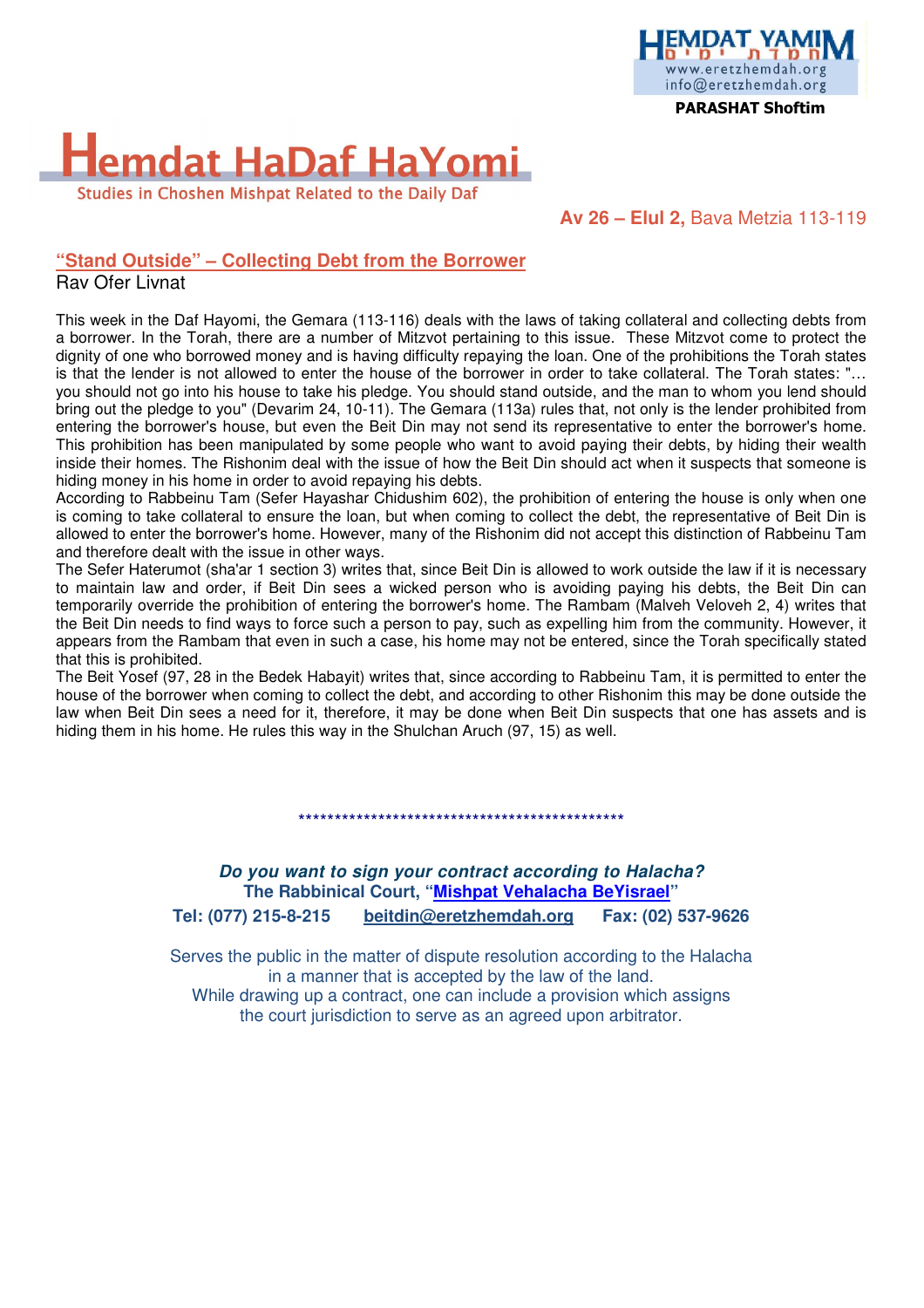# Hemdat HaDaf HaYomi

Studies in Choshen Mishpat Related to the Daily Daf

**Av 26 – Elul 2,** Bava Metzia 113-119

## "Stand Outside" – Collecting Debt from the Borrower

Rav Ofer Livnat

This week in the Daf Hayomi, the Gemara (113-116) deals with the laws of taking collateral and collecting debts from a borrower. In the Torah, there are a number of Mitzvot pertaining to this issue. These Mitzvot come to protect the dignity of one who borrowed money and is having difficulty repaying the loan. One of the prohibitions the Torah states is that the lender is not allowed to enter the house of the borrower in order to take collateral. The Torah states: "… you should not go into his house to take his pledge. You should stand outside, and the man to whom you lend should bring out the pledge to you" (Devarim 24, 10-11). The Gemara (113a) rules that, not only is the lender prohibited from entering the borrower's house, but even the Beit Din may not send its representative to enter the borrower's home. This prohibition has been manipulated by some people who want to avoid paying their debts, by hiding their wealth inside their homes. The Rishonim deal with the issue of how the Beit Din should act when it suspects that someone is hiding money in his home in order to avoid repaying his debts.

According to Rabbeinu Tam (Sefer Hayashar Chidushim 602), the prohibition of entering the house is only when one is coming to take collateral to ensure the loan, but when coming to collect the debt, the representative of Beit Din is allowed to enter the borrower's home. However, many of the Rishonim did not accept this distinction of Rabbeinu Tam and therefore dealt with the issue in other ways.

The Sefer Haterumot (sha'ar 1 section 3) writes that, since Beit Din is allowed to work outside the law if it is necessary to maintain law and order, if Beit Din sees a wicked person who is avoiding paying his debts, the Beit Din can temporarily override the prohibition of entering the borrower's home. The Rambam (Malveh Veloveh 2, 4) writes that the Beit Din needs to find ways to force such a person to pay, such as expelling him from the community. However, it appears from the Rambam that even in such a case, his home may not be entered, since the Torah specifically stated that this is prohibited.

The Beit Yosef (97, 28 in the Bedek Habayit) writes that, since according to Rabbeinu Tam, it is permitted to enter the house of the borrower when coming to collect the debt, and according to other Rishonim this may be done outside the law when Beit Din sees a need for it, therefore, it may be done when Beit Din suspects that one has assets and is hiding them in his home. He rules this way in the Shulchan Aruch (97, 15) as well.

\*\*\*\*\*\*\*\*\*\*\*\*\*\*\*\*\*\*\*\*\*\*\*\*\*\*\*\*\*\*\*\*\*\*\*\*\*\*\*\*\*\*\*\*\*\*\*\*

***Do you want to sign your contract according to Halacha?***

**The Rabbinical Court, "Mishpat Vehalacha BeYisrael"**

**Tel: (077) 215-8-215 beitdin@eretzhemdah.org Fax: (02) 537-9626**

Serves the public in the matter of dispute resolution according to the Halacha in a manner that is accepted by the law of the land.
While drawing up a contract, one can include a provision which assigns the court jurisdiction to serve as an agreed upon arbitrator.